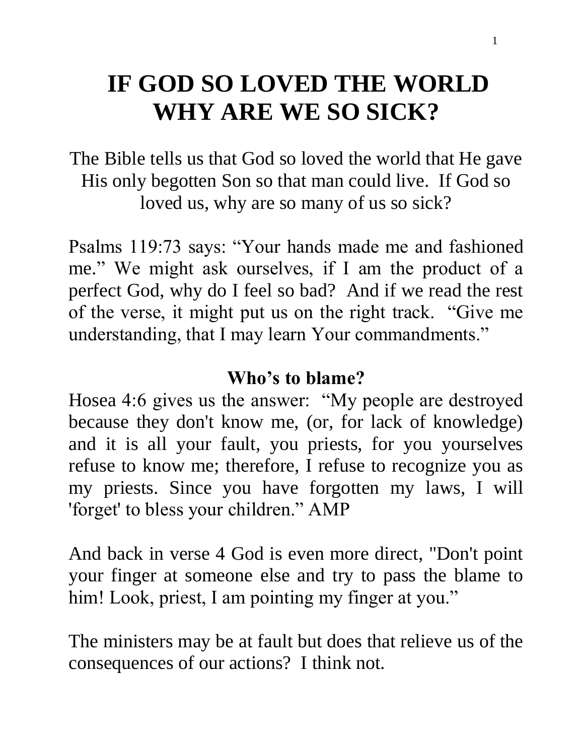# IF GOD SO LOVED THE WORLD WHY ARE WE SO SICK?

The Bible tells us that God so loved the world that He gave His only begotten Son so that man could live. If God so loved us, why are so many of us so sick?

Psalms 119:73 says: "Your hands made me and fashioned me." We might ask ourselves, if I am the product of a perfect God, why do I feel so bad? And if we read the rest of the verse, it might put us on the right track. "Give me understanding, that I may learn Your commandments."

## Who's to blame?

Hosea 4:6 gives us the answer: "My people are destroyed because they don't know me, (or, for lack of knowledge) and it is all your fault, you priests, for you yourselves refuse to know me; therefore, I refuse to recognize you as my priests. Since you have forgotten my laws, I will 'forget' to bless your children." AMP

And back in verse 4 God is even more direct, "Don't point your finger at someone else and try to pass the blame to him! Look, priest, I am pointing my finger at you."

The ministers may be at fault but does that relieve us of the consequences of our actions? I think not.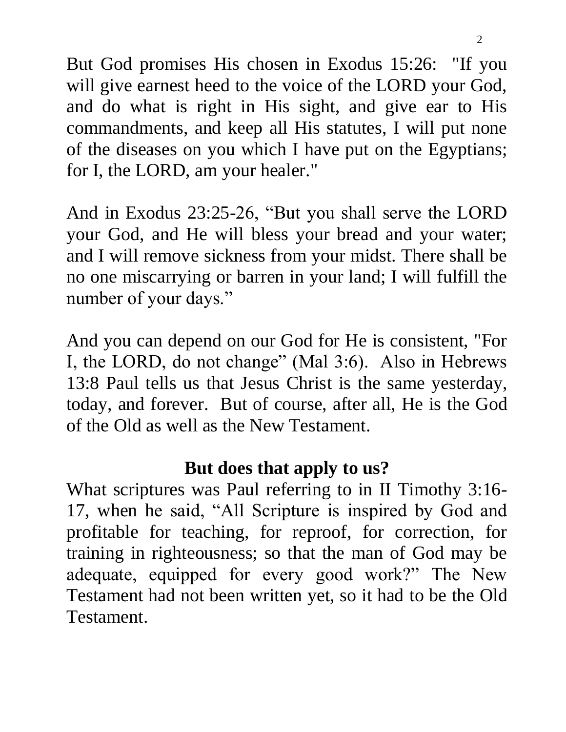But God promises His chosen in Exodus 15:26: "If you will give earnest heed to the voice of the LORD your God, and do what is right in His sight, and give ear to His commandments, and keep all His statutes, I will put none of the diseases on you which I have put on the Egyptians; for I, the LORD, am your healer."

And in Exodus 23:25-26, "But you shall serve the LORD your God, and He will bless your bread and your water; and I will remove sickness from your midst. There shall be no one miscarrying or barren in your land; I will fulfill the number of your days."

And you can depend on our God for He is consistent, "For I, the LORD, do not change" (Mal 3:6). Also in Hebrews 13:8 Paul tells us that Jesus Christ is the same yesterday, today, and forever. But of course, after all, He is the God of the Old as well as the New Testament.

## But does that apply to us?

What scriptures was Paul referring to in II Timothy 3:16-17, when he said, "All Scripture is inspired by God and profitable for teaching, for reproof, for correction, for training in righteousness; so that the man of God may be adequate, equipped for every good work?" The New Testament had not been written yet, so it had to be the Old Testament.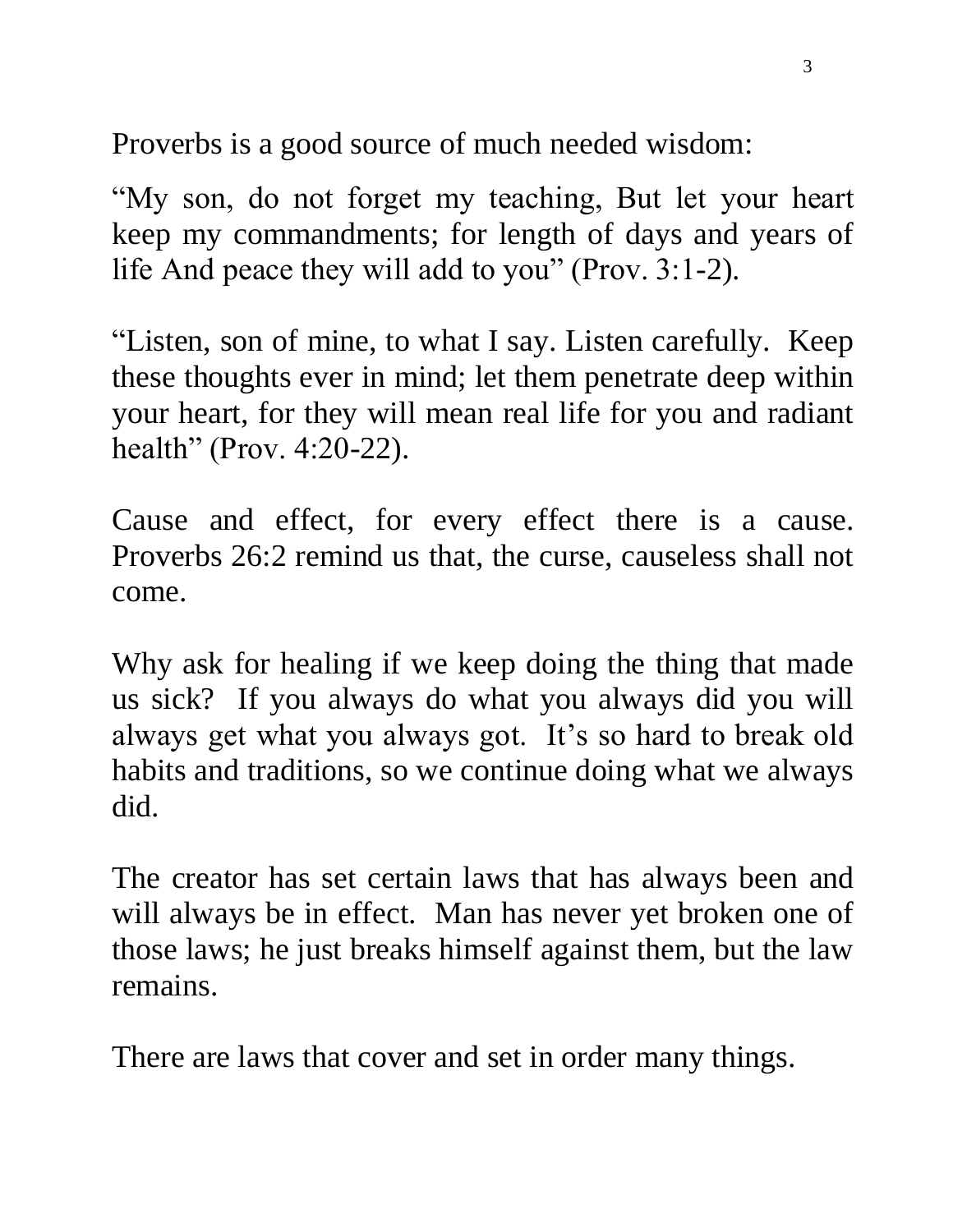Proverbs is a good source of much needed wisdom:

“My son, do not forget my teaching, But let your heart keep my commandments; for length of days and years of life And peace they will add to you” (Prov. 3:1-2).

“Listen, son of mine, to what I say. Listen carefully. Keep these thoughts ever in mind; let them penetrate deep within your heart, for they will mean real life for you and radiant health” (Prov. 4:20-22).

Cause and effect, for every effect there is a cause. Proverbs 26:2 remind us that, the curse, causeless shall not come.

Why ask for healing if we keep doing the thing that made us sick? If you always do what you always did you will always get what you always got. It’s so hard to break old habits and traditions, so we continue doing what we always did.

The creator has set certain laws that has always been and will always be in effect. Man has never yet broken one of those laws; he just breaks himself against them, but the law remains.

There are laws that cover and set in order many things.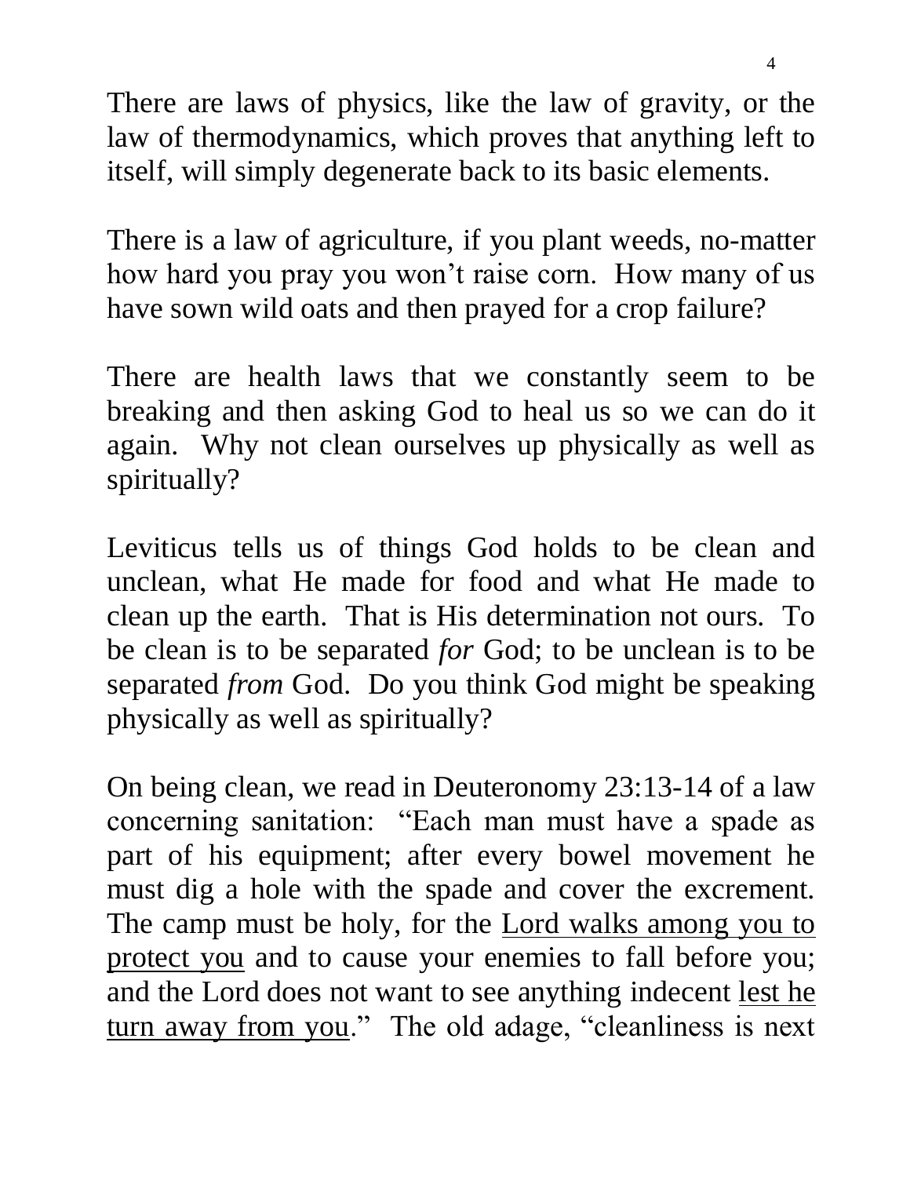There are laws of physics, like the law of gravity, or the law of thermodynamics, which proves that anything left to itself, will simply degenerate back to its basic elements.

There is a law of agriculture, if you plant weeds, no-matter how hard you pray you won't raise corn. How many of us have sown wild oats and then prayed for a crop failure?

There are health laws that we constantly seem to be breaking and then asking God to heal us so we can do it again. Why not clean ourselves up physically as well as spiritually?

Leviticus tells us of things God holds to be clean and unclean, what He made for food and what He made to clean up the earth. That is His determination not ours. To be clean is to be separated *for* God; to be unclean is to be separated *from* God. Do you think God might be speaking physically as well as spiritually?

On being clean, we read in Deuteronomy 23:13-14 of a law concerning sanitation: "Each man must have a spade as part of his equipment; after every bowel movement he must dig a hole with the spade and cover the excrement. The camp must be holy, for the <u>Lord walks among you to protect you</u> and to cause your enemies to fall before you; and the Lord does not want to see anything indecent <u>lest he turn away from you</u>." The old adage, "cleanliness is next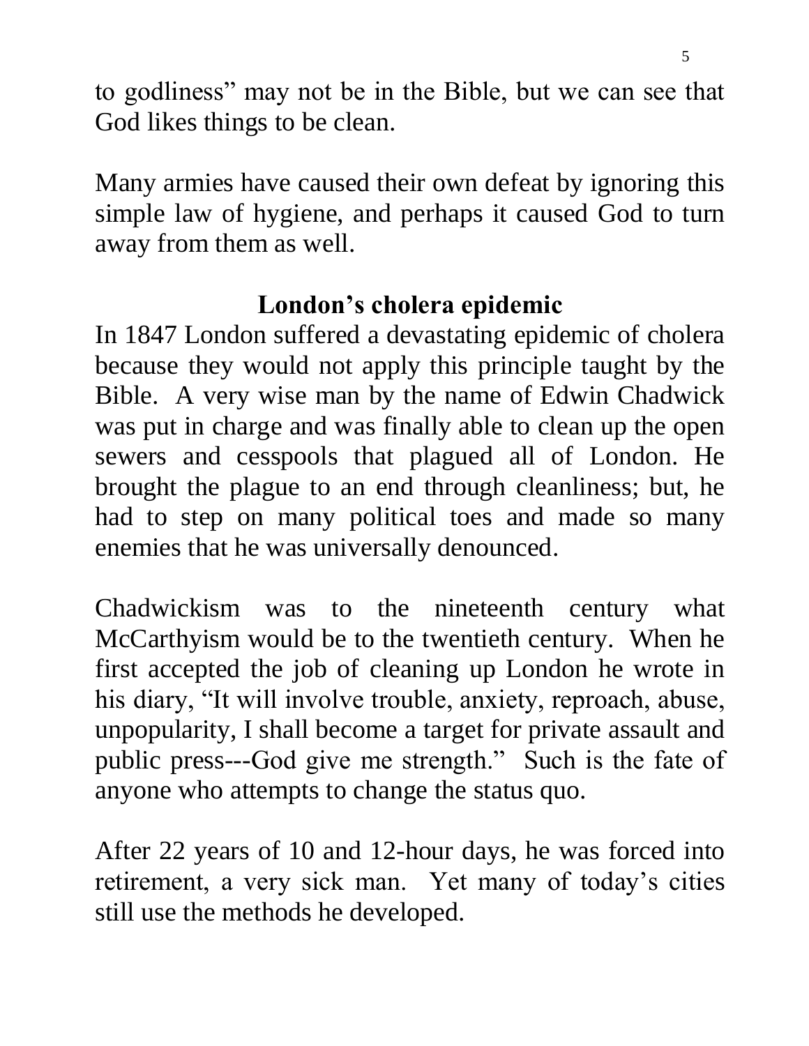to godliness" may not be in the Bible, but we can see that God likes things to be clean.

Many armies have caused their own defeat by ignoring this simple law of hygiene, and perhaps it caused God to turn away from them as well.

## London's cholera epidemic

In 1847 London suffered a devastating epidemic of cholera because they would not apply this principle taught by the Bible. A very wise man by the name of Edwin Chadwick was put in charge and was finally able to clean up the open sewers and cesspools that plagued all of London. He brought the plague to an end through cleanliness; but, he had to step on many political toes and made so many enemies that he was universally denounced.

Chadwickism was to the nineteenth century what McCarthyism would be to the twentieth century. When he first accepted the job of cleaning up London he wrote in his diary, "It will involve trouble, anxiety, reproach, abuse, unpopularity, I shall become a target for private assault and public press---God give me strength." Such is the fate of anyone who attempts to change the status quo.

After 22 years of 10 and 12-hour days, he was forced into retirement, a very sick man. Yet many of today's cities still use the methods he developed.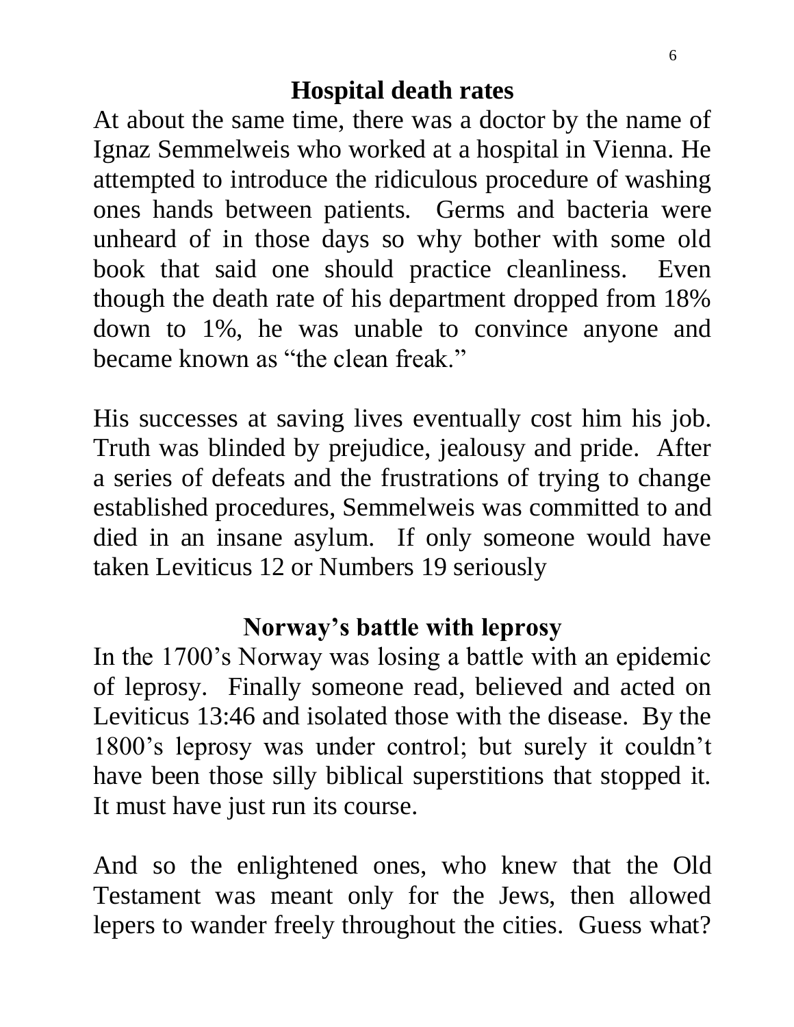## Hospital death rates

At about the same time, there was a doctor by the name of Ignaz Semmelweis who worked at a hospital in Vienna. He attempted to introduce the ridiculous procedure of washing ones hands between patients. Germs and bacteria were unheard of in those days so why bother with some old book that said one should practice cleanliness. Even though the death rate of his department dropped from 18% down to 1%, he was unable to convince anyone and became known as "the clean freak."

His successes at saving lives eventually cost him his job. Truth was blinded by prejudice, jealousy and pride. After a series of defeats and the frustrations of trying to change established procedures, Semmelweis was committed to and died in an insane asylum. If only someone would have taken Leviticus 12 or Numbers 19 seriously

## Norway's battle with leprosy

In the 1700's Norway was losing a battle with an epidemic of leprosy. Finally someone read, believed and acted on Leviticus 13:46 and isolated those with the disease. By the 1800's leprosy was under control; but surely it couldn't have been those silly biblical superstitions that stopped it. It must have just run its course.

And so the enlightened ones, who knew that the Old Testament was meant only for the Jews, then allowed lepers to wander freely throughout the cities. Guess what?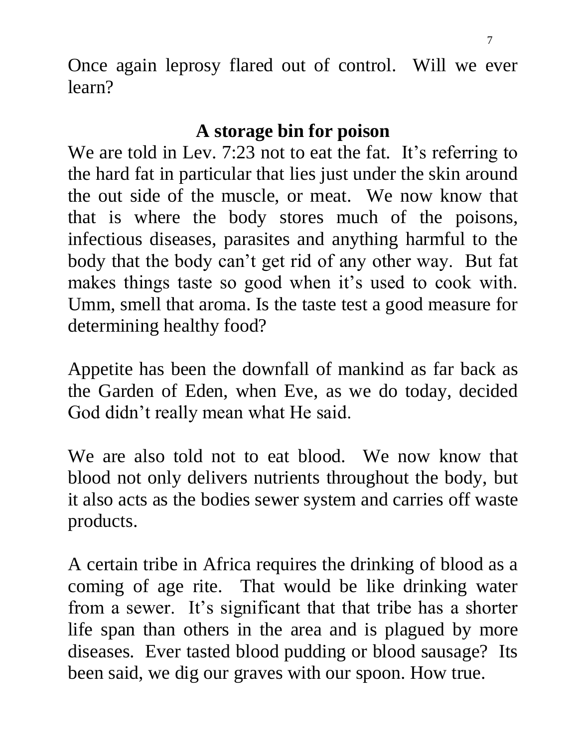Once again leprosy flared out of control. Will we ever learn?

## A storage bin for poison

We are told in Lev. 7:23 not to eat the fat. It's referring to the hard fat in particular that lies just under the skin around the out side of the muscle, or meat. We now know that that is where the body stores much of the poisons, infectious diseases, parasites and anything harmful to the body that the body can't get rid of any other way. But fat makes things taste so good when it's used to cook with. Umm, smell that aroma. Is the taste test a good measure for determining healthy food?

Appetite has been the downfall of mankind as far back as the Garden of Eden, when Eve, as we do today, decided God didn't really mean what He said.

We are also told not to eat blood. We now know that blood not only delivers nutrients throughout the body, but it also acts as the bodies sewer system and carries off waste products.

A certain tribe in Africa requires the drinking of blood as a coming of age rite. That would be like drinking water from a sewer. It's significant that that tribe has a shorter life span than others in the area and is plagued by more diseases. Ever tasted blood pudding or blood sausage? Its been said, we dig our graves with our spoon. How true.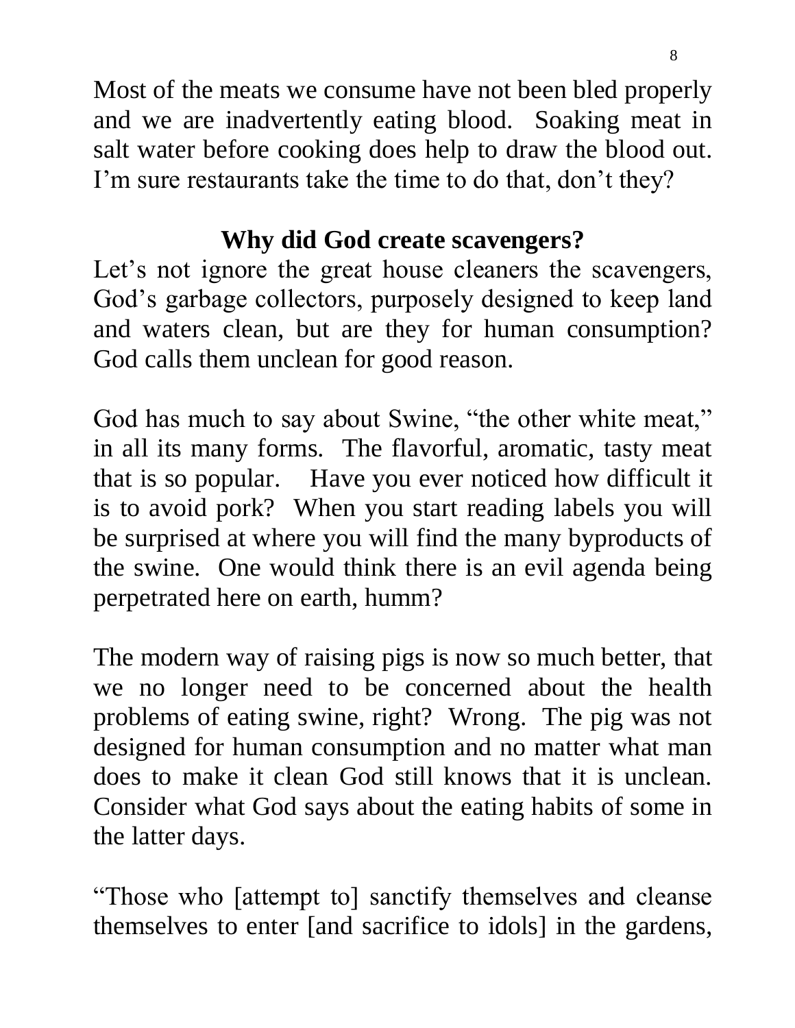Most of the meats we consume have not been bled properly and we are inadvertently eating blood. Soaking meat in salt water before cooking does help to draw the blood out. I'm sure restaurants take the time to do that, don't they?

## Why did God create scavengers?

Let's not ignore the great house cleaners the scavengers, God's garbage collectors, purposely designed to keep land and waters clean, but are they for human consumption? God calls them unclean for good reason.

God has much to say about Swine, "the other white meat," in all its many forms. The flavorful, aromatic, tasty meat that is so popular. Have you ever noticed how difficult it is to avoid pork? When you start reading labels you will be surprised at where you will find the many byproducts of the swine. One would think there is an evil agenda being perpetrated here on earth, humm?

The modern way of raising pigs is now so much better, that we no longer need to be concerned about the health problems of eating swine, right? Wrong. The pig was not designed for human consumption and no matter what man does to make it clean God still knows that it is unclean. Consider what God says about the eating habits of some in the latter days.

"Those who [attempt to] sanctify themselves and cleanse themselves to enter [and sacrifice to idols] in the gardens,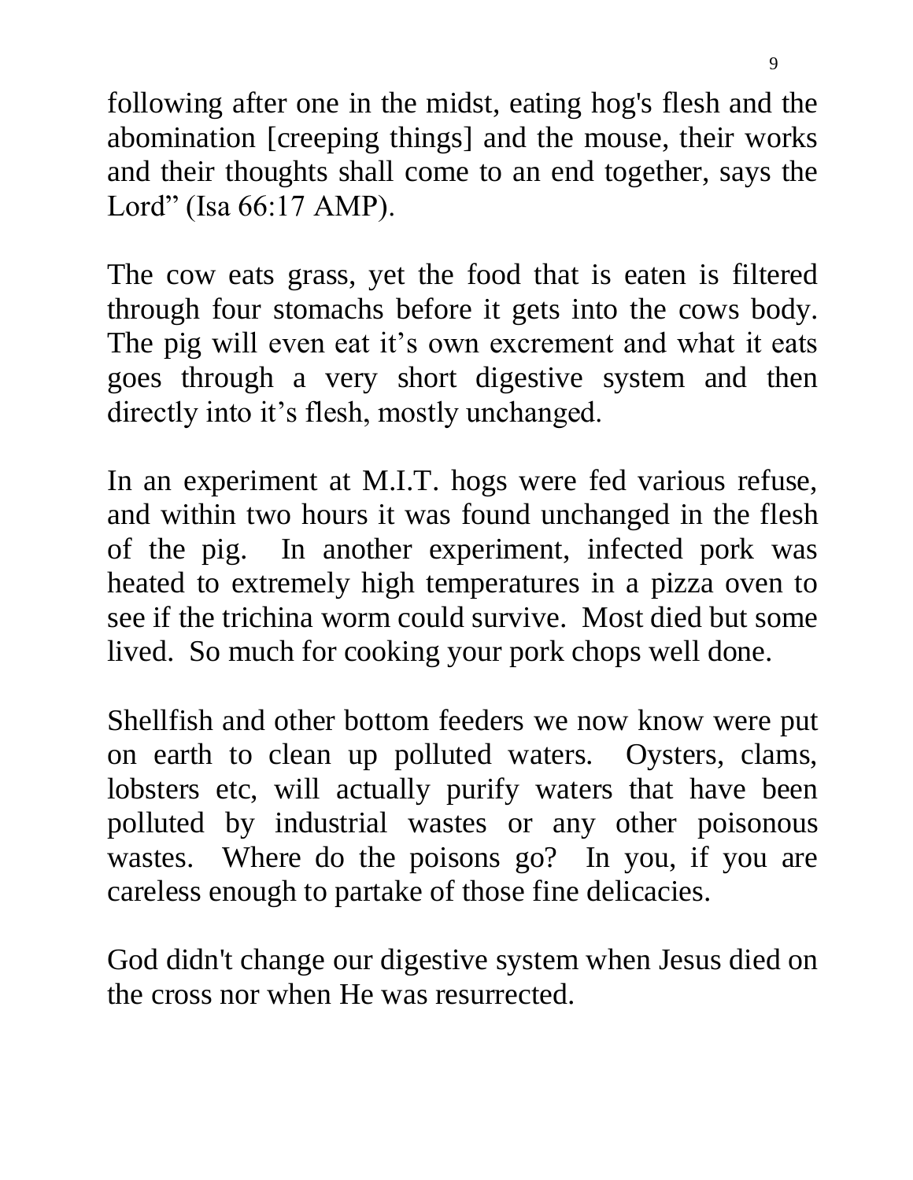following after one in the midst, eating hog's flesh and the abomination [creeping things] and the mouse, their works and their thoughts shall come to an end together, says the Lord" (Isa 66:17 AMP).

The cow eats grass, yet the food that is eaten is filtered through four stomachs before it gets into the cows body. The pig will even eat it's own excrement and what it eats goes through a very short digestive system and then directly into it's flesh, mostly unchanged.

In an experiment at M.I.T. hogs were fed various refuse, and within two hours it was found unchanged in the flesh of the pig. In another experiment, infected pork was heated to extremely high temperatures in a pizza oven to see if the trichina worm could survive. Most died but some lived. So much for cooking your pork chops well done.

Shellfish and other bottom feeders we now know were put on earth to clean up polluted waters. Oysters, clams, lobsters etc, will actually purify waters that have been polluted by industrial wastes or any other poisonous wastes. Where do the poisons go? In you, if you are careless enough to partake of those fine delicacies.

God didn't change our digestive system when Jesus died on the cross nor when He was resurrected.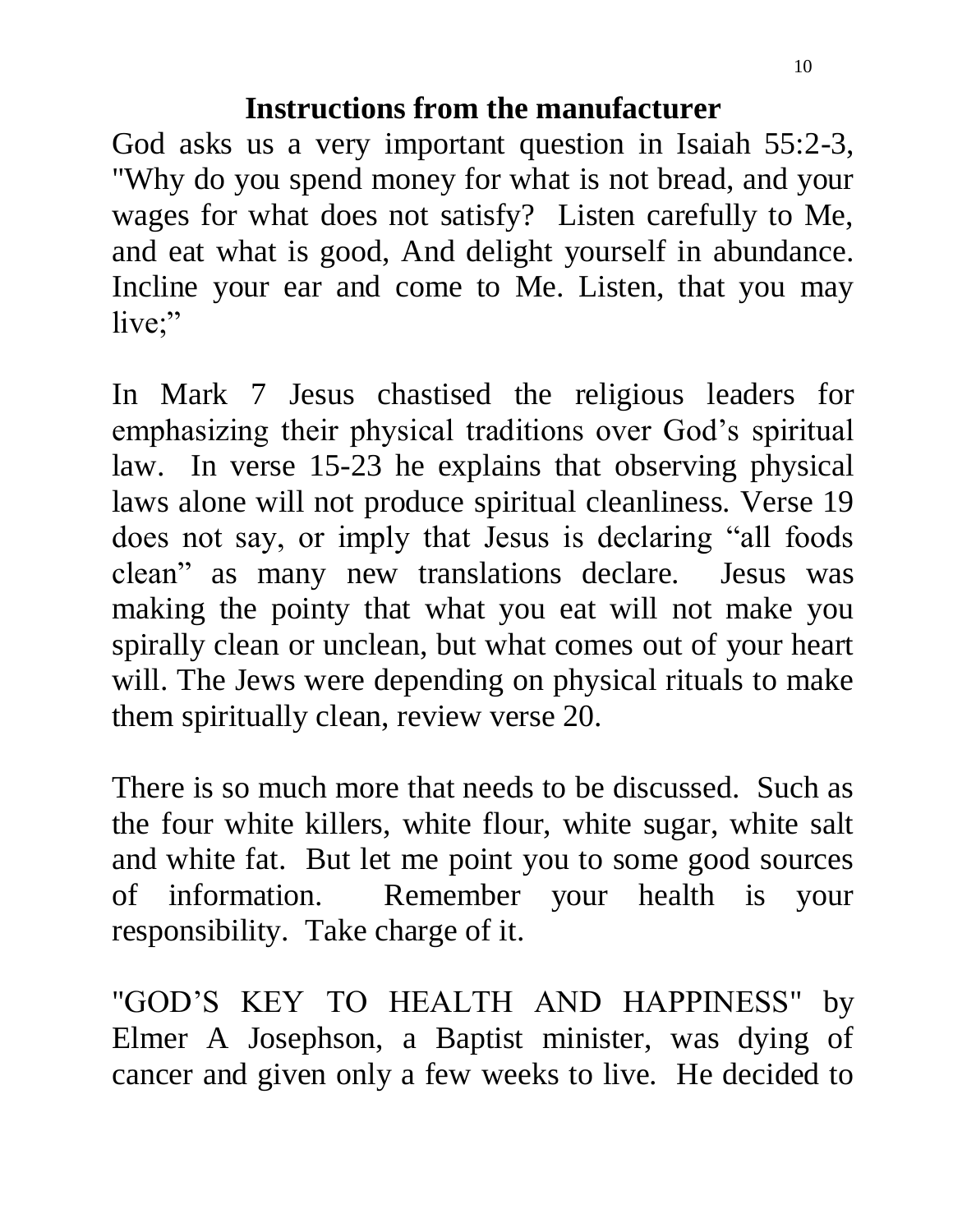## Instructions from the manufacturer

God asks us a very important question in Isaiah 55:2-3, "Why do you spend money for what is not bread, and your wages for what does not satisfy? Listen carefully to Me, and eat what is good, And delight yourself in abundance. Incline your ear and come to Me. Listen, that you may live;"

In Mark 7 Jesus chastised the religious leaders for emphasizing their physical traditions over God's spiritual law. In verse 15-23 he explains that observing physical laws alone will not produce spiritual cleanliness. Verse 19 does not say, or imply that Jesus is declaring "all foods clean" as many new translations declare. Jesus was making the pointy that what you eat will not make you spirally clean or unclean, but what comes out of your heart will. The Jews were depending on physical rituals to make them spiritually clean, review verse 20.

There is so much more that needs to be discussed. Such as the four white killers, white flour, white sugar, white salt and white fat. But let me point you to some good sources of information. Remember your health is your responsibility. Take charge of it.

"GOD'S KEY TO HEALTH AND HAPPINESS" by Elmer A Josephson, a Baptist minister, was dying of cancer and given only a few weeks to live. He decided to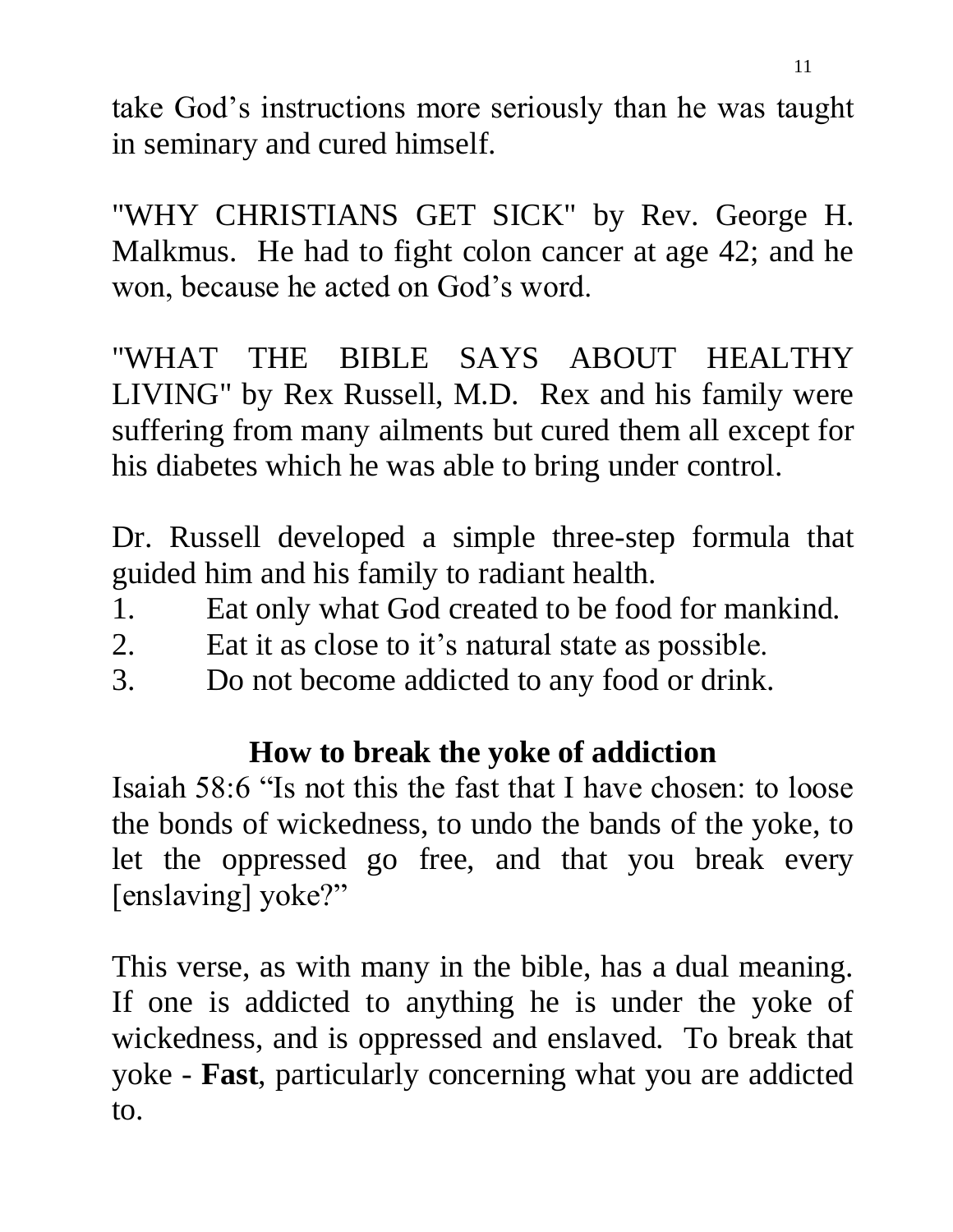take God's instructions more seriously than he was taught in seminary and cured himself.

"WHY CHRISTIANS GET SICK" by Rev. George H. Malkmus. He had to fight colon cancer at age 42; and he won, because he acted on God's word.

"WHAT THE BIBLE SAYS ABOUT HEALTHY LIVING" by Rex Russell, M.D. Rex and his family were suffering from many ailments but cured them all except for his diabetes which he was able to bring under control.

Dr. Russell developed a simple three-step formula that guided him and his family to radiant health.

1. Eat only what God created to be food for mankind.
2. Eat it as close to it's natural state as possible.
3. Do not become addicted to any food or drink.

## How to break the yoke of addiction

Isaiah 58:6 "Is not this the fast that I have chosen: to loose the bonds of wickedness, to undo the bands of the yoke, to let the oppressed go free, and that you break every [enslaving] yoke?"

This verse, as with many in the bible, has a dual meaning. If one is addicted to anything he is under the yoke of wickedness, and is oppressed and enslaved. To break that yoke - **Fast**, particularly concerning what you are addicted to.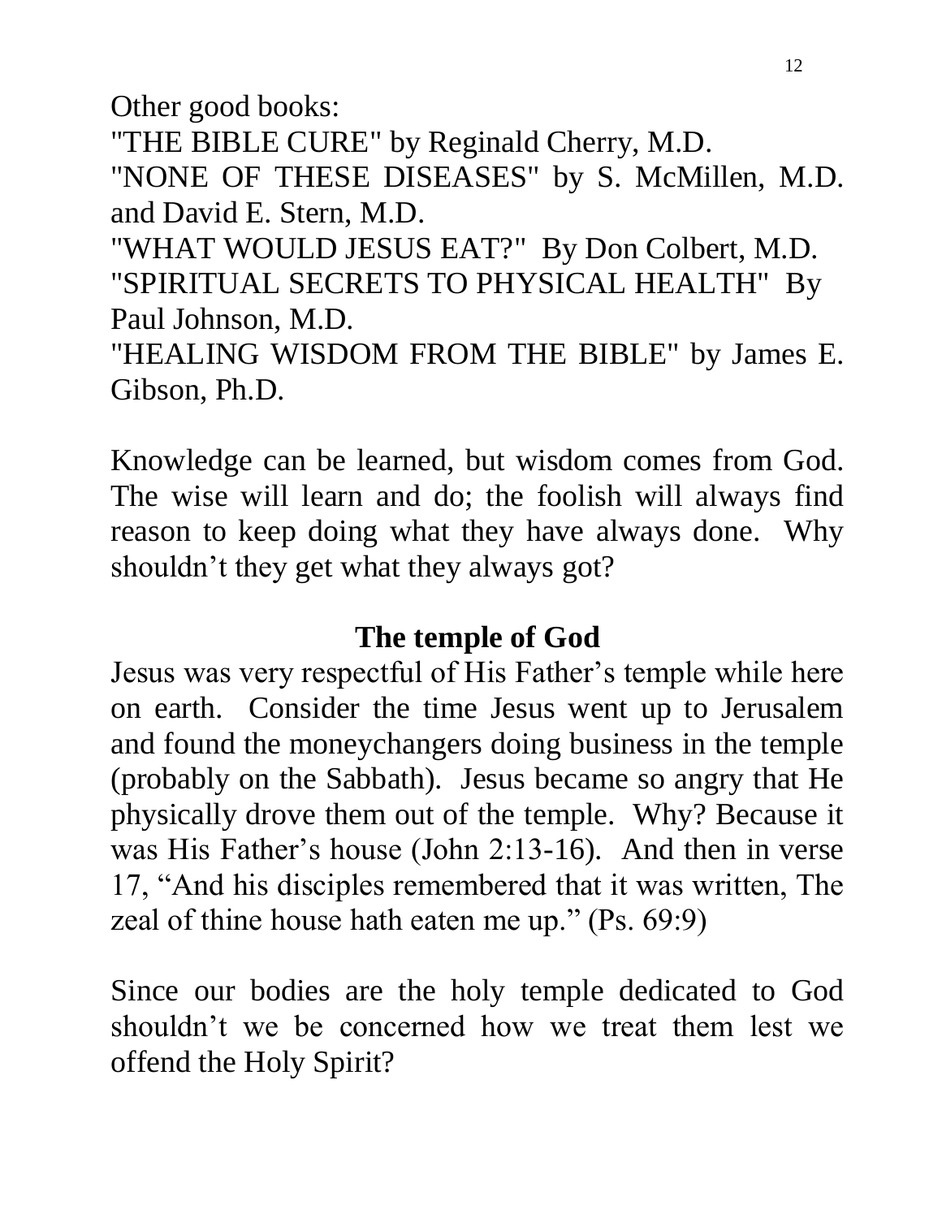Other good books:
"THE BIBLE CURE" by Reginald Cherry, M.D.
"NONE OF THESE DISEASES" by S. McMillen, M.D. and David E. Stern, M.D.
"WHAT WOULD JESUS EAT?" By Don Colbert, M.D.
"SPIRITUAL SECRETS TO PHYSICAL HEALTH" By Paul Johnson, M.D.
"HEALING WISDOM FROM THE BIBLE" by James E. Gibson, Ph.D.

Knowledge can be learned, but wisdom comes from God. The wise will learn and do; the foolish will always find reason to keep doing what they have always done. Why shouldn't they get what they always got?

## The temple of God

Jesus was very respectful of His Father's temple while here on earth. Consider the time Jesus went up to Jerusalem and found the moneychangers doing business in the temple (probably on the Sabbath). Jesus became so angry that He physically drove them out of the temple. Why? Because it was His Father's house (John 2:13-16). And then in verse 17, "And his disciples remembered that it was written, The zeal of thine house hath eaten me up." (Ps. 69:9)

Since our bodies are the holy temple dedicated to God shouldn't we be concerned how we treat them lest we offend the Holy Spirit?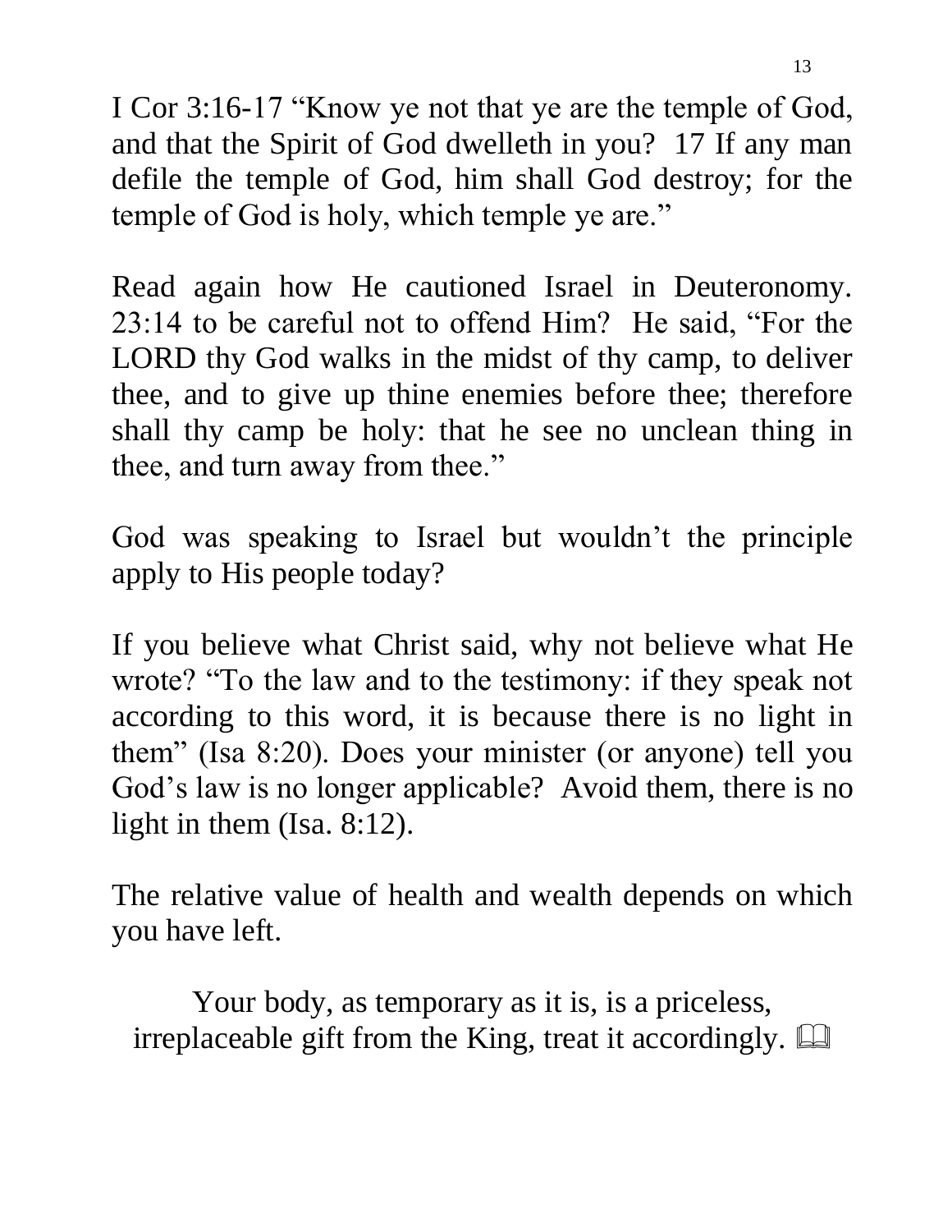I Cor 3:16-17 "Know ye not that ye are the temple of God, and that the Spirit of God dwelleth in you? 17 If any man defile the temple of God, him shall God destroy; for the temple of God is holy, which temple ye are."

Read again how He cautioned Israel in Deuteronomy. 23:14 to be careful not to offend Him? He said, "For the LORD thy God walks in the midst of thy camp, to deliver thee, and to give up thine enemies before thee; therefore shall thy camp be holy: that he see no unclean thing in thee, and turn away from thee."

God was speaking to Israel but wouldn't the principle apply to His people today?

If you believe what Christ said, why not believe what He wrote? "To the law and to the testimony: if they speak not according to this word, it is because there is no light in them" (Isa 8:20). Does your minister (or anyone) tell you God's law is no longer applicable? Avoid them, there is no light in them (Isa. 8:12).

The relative value of health and wealth depends on which you have left.

Your body, as temporary as it is, is a priceless, irreplaceable gift from the King, treat it accordingly. 📖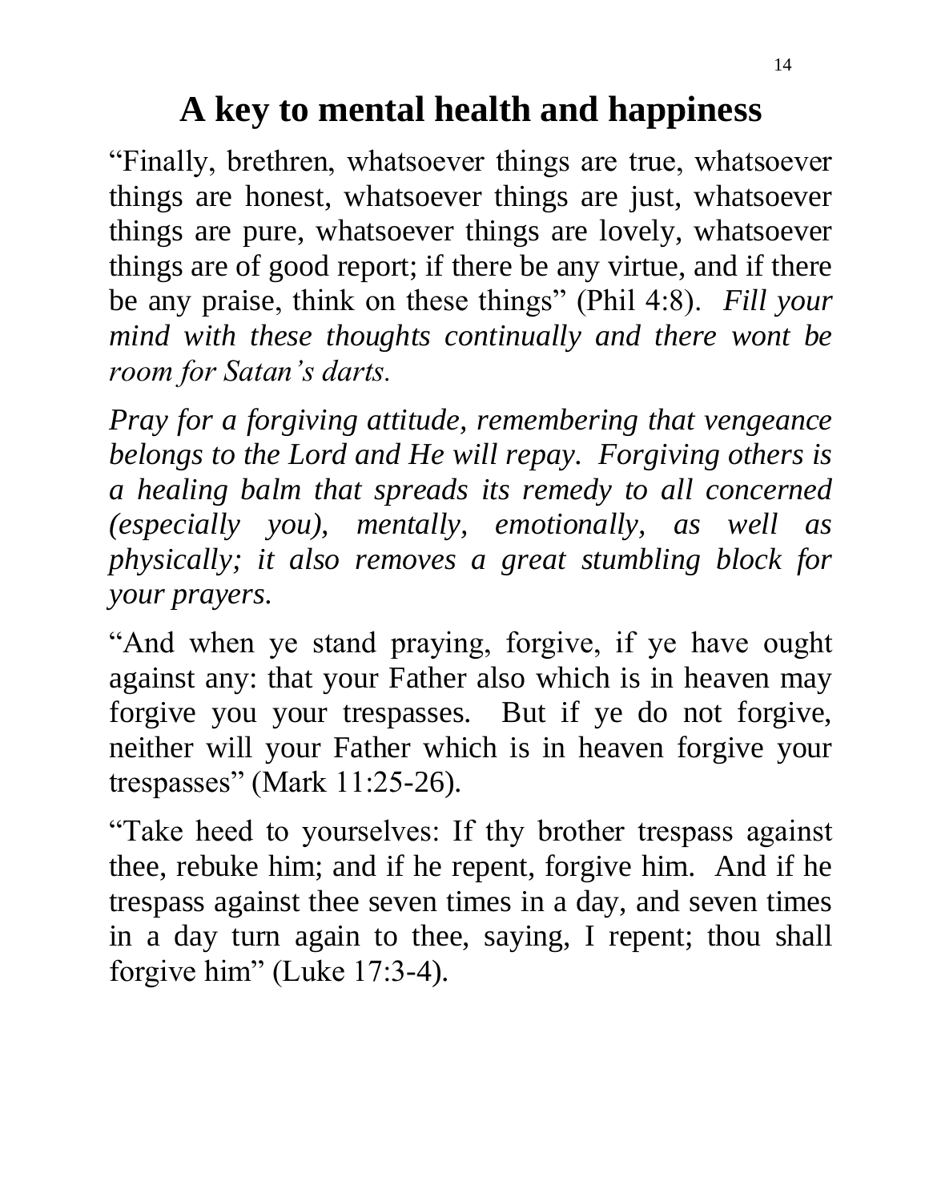# A key to mental health and happiness

"Finally, brethren, whatsoever things are true, whatsoever things are honest, whatsoever things are just, whatsoever things are pure, whatsoever things are lovely, whatsoever things are of good report; if there be any virtue, and if there be any praise, think on these things" (Phil 4:8). *Fill your mind with these thoughts continually and there wont be room for Satan's darts.*

*Pray for a forgiving attitude, remembering that vengeance belongs to the Lord and He will repay. Forgiving others is a healing balm that spreads its remedy to all concerned (especially you), mentally, emotionally, as well as physically; it also removes a great stumbling block for your prayers.*

"And when ye stand praying, forgive, if ye have ought against any: that your Father also which is in heaven may forgive you your trespasses. But if ye do not forgive, neither will your Father which is in heaven forgive your trespasses" (Mark 11:25-26).

"Take heed to yourselves: If thy brother trespass against thee, rebuke him; and if he repent, forgive him. And if he trespass against thee seven times in a day, and seven times in a day turn again to thee, saying, I repent; thou shall forgive him" (Luke 17:3-4).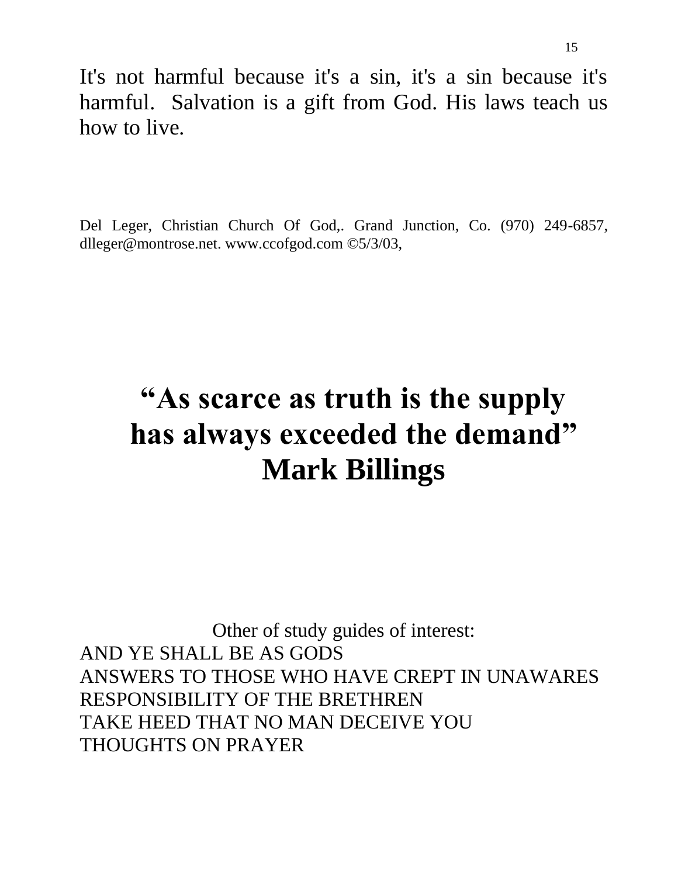It's not harmful because it's a sin, it's a sin because it's harmful. Salvation is a gift from God. His laws teach us how to live.

Del Leger, Christian Church Of God,. Grand Junction, Co. (970) 249-6857, dlleger@montrose.net. www.ccofgod.com ©5/3/03,

**"As scarce as truth is the supply has always exceeded the demand"**
**Mark Billings**

Other of study guides of interest:

AND YE SHALL BE AS GODS
ANSWERS TO THOSE WHO HAVE CREPT IN UNAWARES
RESPONSIBILITY OF THE BRETHREN
TAKE HEED THAT NO MAN DECEIVE YOU
THOUGHTS ON PRAYER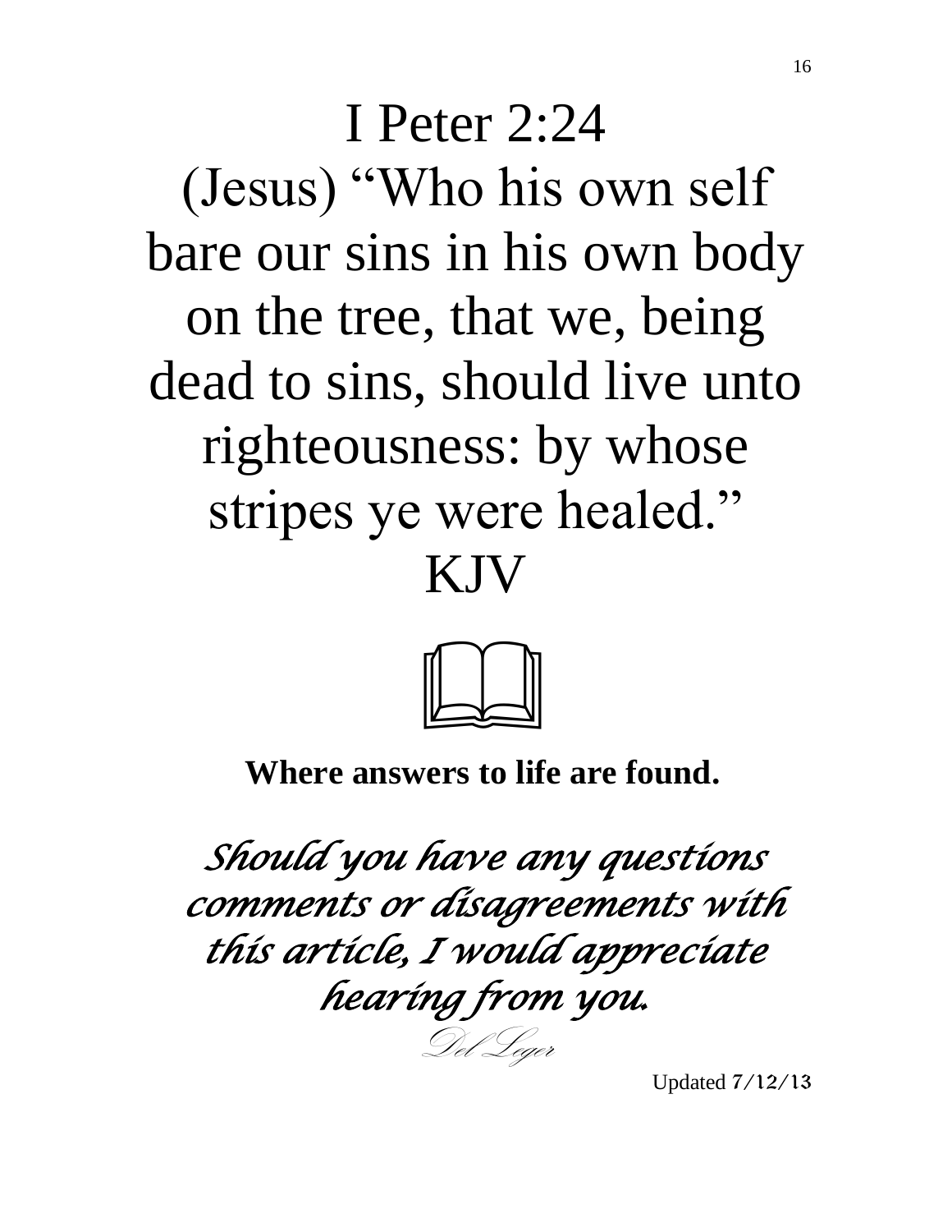# I Peter 2:24

(Jesus) “Who his own self bare our sins in his own body on the tree, that we, being dead to sins, should live unto righteousness: by whose stripes ye were healed.” KJV

**Where answers to life are found.**

*Should you have any questions comments or disagreements with this article, I would appreciate hearing from you.*

*Del Leger*

Updated 7/12/13